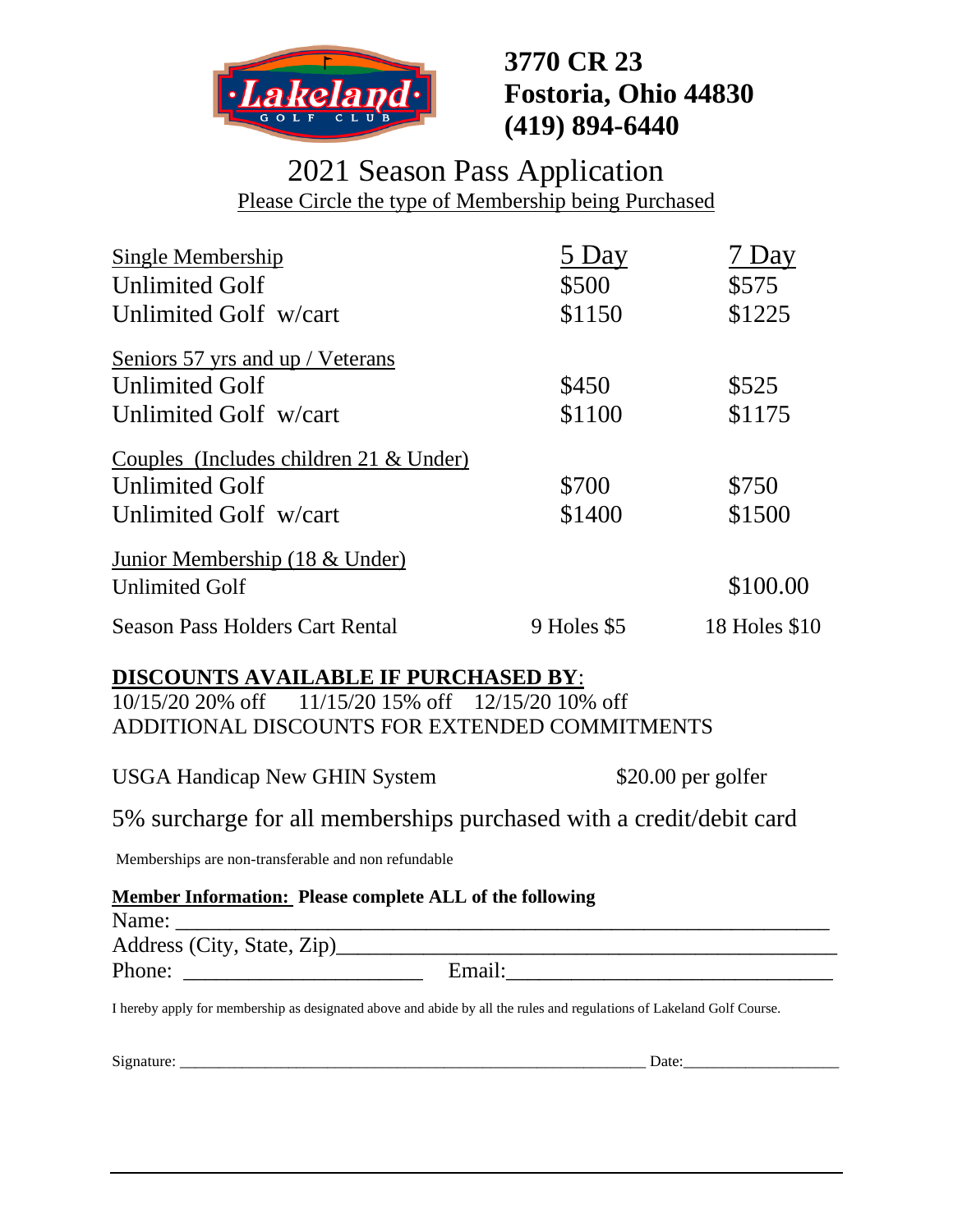**3770 CR 23**
**Fostoria, Ohio 44830**
**(419) 894-6440**

# 2021 Season Pass Application

Please Circle the type of Membership being Purchased

| Single Membership | 5 Day | 7 Day |
|---|---|---|
| Unlimited Golf | $500 | $575 |
| Unlimited Golf w/cart | $1150 | $1225 |
| **Seniors 57 yrs and up / Veterans** | | |
| Unlimited Golf | $450 | $525 |
| Unlimited Golf w/cart | $1100 | $1175 |
| **Couples (Includes children 21 & Under)** | | |
| Unlimited Golf | $700 | $750 |
| Unlimited Golf w/cart | $1400 | $1500 |
| **Junior Membership (18 & Under)** | | |
| Unlimited Golf | | $100.00 |
| Season Pass Holders Cart Rental | 9 Holes $5 | 18 Holes $10 |

**DISCOUNTS AVAILABLE IF PURCHASED BY**:
10/15/20 20% off 11/15/20 15% off 12/15/20 10% off
ADDITIONAL DISCOUNTS FOR EXTENDED COMMITMENTS

USGA Handicap New GHIN System $20.00 per golfer

5% surcharge for all memberships purchased with a credit/debit card

Memberships are non-transferable and non refundable

**Member Information: Please complete ALL of the following**

Name: ______________________________________________

Address (City, State, Zip)______________________________________________

Phone: ______________________ Email:______________________________

I hereby apply for membership as designated above and abide by all the rules and regulations of Lakeland Golf Course.

Signature: ____________________________________________ Date:____________________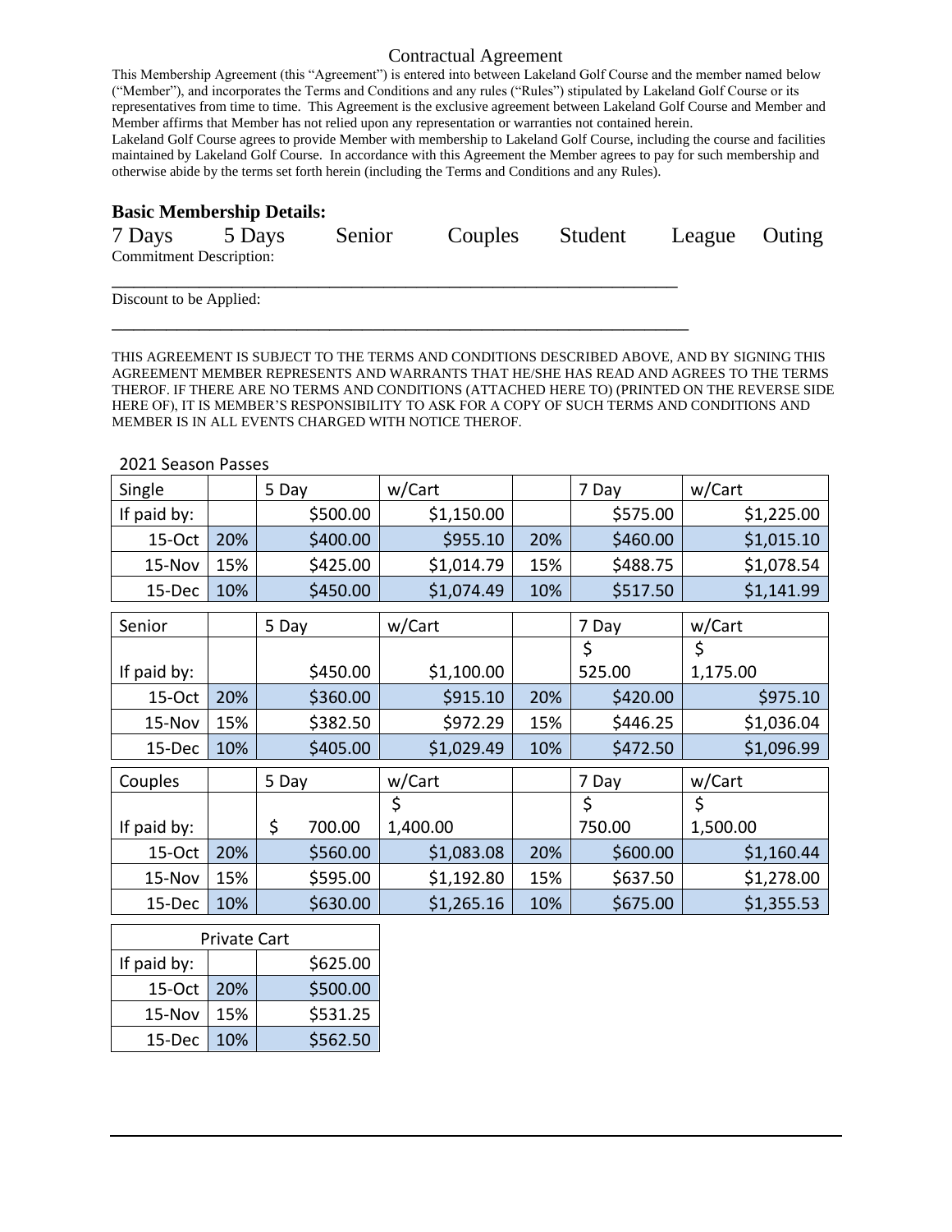Contractual Agreement

This Membership Agreement (this "Agreement") is entered into between Lakeland Golf Course and the member named below ("Member"), and incorporates the Terms and Conditions and any rules ("Rules") stipulated by Lakeland Golf Course or its representatives from time to time. This Agreement is the exclusive agreement between Lakeland Golf Course and Member and Member affirms that Member has not relied upon any representation or warranties not contained herein.

Lakeland Golf Course agrees to provide Member with membership to Lakeland Golf Course, including the course and facilities maintained by Lakeland Golf Course. In accordance with this Agreement the Member agrees to pay for such membership and otherwise abide by the terms set forth herein (including the Terms and Conditions and any Rules).

**Basic Membership Details:**

7 Days 5 Days Senior Couples Student League Outing

Commitment Description:

______________________________________________________________________

Discount to be Applied:

______________________________________________________________________

THIS AGREEMENT IS SUBJECT TO THE TERMS AND CONDITIONS DESCRIBED ABOVE, AND BY SIGNING THIS AGREEMENT MEMBER REPRESENTS AND WARRANTS THAT HE/SHE HAS READ AND AGREES TO THE TERMS THEROF. IF THERE ARE NO TERMS AND CONDITIONS (ATTACHED HERE TO) (PRINTED ON THE REVERSE SIDE HERE OF), IT IS MEMBER'S RESPONSIBILITY TO ASK FOR A COPY OF SUCH TERMS AND CONDITIONS AND MEMBER IS IN ALL EVENTS CHARGED WITH NOTICE THEROF.

2021 Season Passes

| Single | | 5 Day | w/Cart | | 7 Day | w/Cart |
|---|---|---|---|---|---|---|
| If paid by: | | $500.00 | $1,150.00 | | $575.00 | $1,225.00 |
| 15-Oct | 20% | $400.00 | $955.10 | 20% | $460.00 | $1,015.10 |
| 15-Nov | 15% | $425.00 | $1,014.79 | 15% | $488.75 | $1,078.54 |
| 15-Dec | 10% | $450.00 | $1,074.49 | 10% | $517.50 | $1,141.99 |

| Senior | | 5 Day | w/Cart | | 7 Day | w/Cart |
|---|---|---|---|---|---|---|
| If paid by: | | $450.00 | $1,100.00 | | $ 525.00 | $ 1,175.00 |
| 15-Oct | 20% | $360.00 | $915.10 | 20% | $420.00 | $975.10 |
| 15-Nov | 15% | $382.50 | $972.29 | 15% | $446.25 | $1,036.04 |
| 15-Dec | 10% | $405.00 | $1,029.49 | 10% | $472.50 | $1,096.99 |

| Couples | | 5 Day | w/Cart | | 7 Day | w/Cart |
|---|---|---|---|---|---|---|
| If paid by: | | $ 700.00 | $ 1,400.00 | | $ 750.00 | $ 1,500.00 |
| 15-Oct | 20% | $560.00 | $1,083.08 | 20% | $600.00 | $1,160.44 |
| 15-Nov | 15% | $595.00 | $1,192.80 | 15% | $637.50 | $1,278.00 |
| 15-Dec | 10% | $630.00 | $1,265.16 | 10% | $675.00 | $1,355.53 |

| Private Cart | | |
|---|---|---|
| If paid by: | | $625.00 |
| 15-Oct | 20% | $500.00 |
| 15-Nov | 15% | $531.25 |
| 15-Dec | 10% | $562.50 |